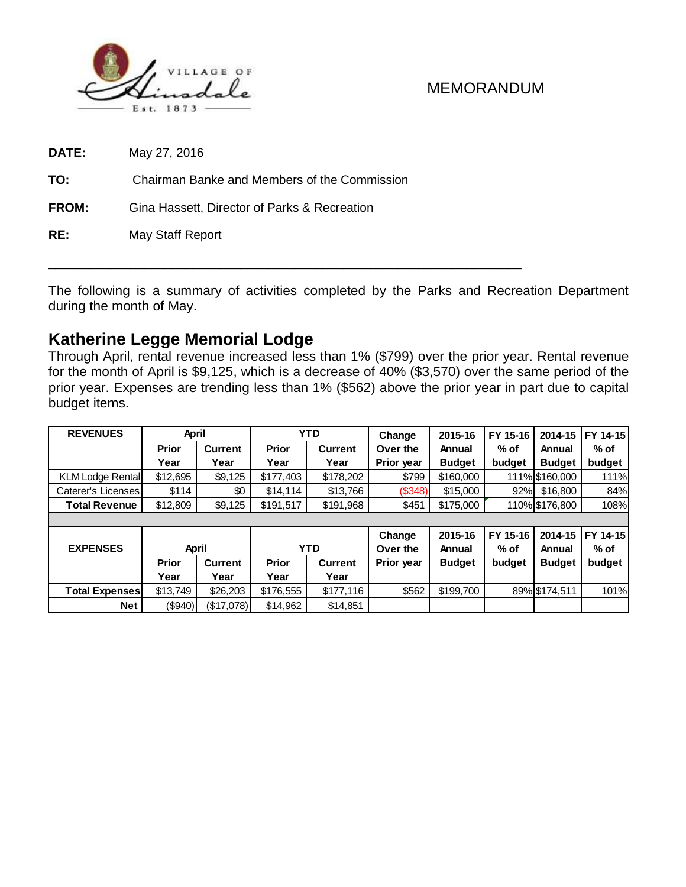VILLAGE OF Hinsdale Est. 1873

MEMORANDUM

**DATE:** May 27, 2016

**TO:** Chairman Banke and Members of the Commission

**FROM:** Gina Hassett, Director of Parks & Recreation

**RE:** May Staff Report

---

The following is a summary of activities completed by the Parks and Recreation Department during the month of May.

## Katherine Legge Memorial Lodge

Through April, rental revenue increased less than 1% ($799) over the prior year. Rental revenue for the month of April is $9,125, which is a decrease of 40% ($3,570) over the same period of the prior year. Expenses are trending less than 1% ($562) above the prior year in part due to capital budget items.

| REVENUES | April | | YTD | | Change Over the Prior year | 2015-16 Annual Budget | FY 15-16 % of budget | 2014-15 Annual Budget | FY 14-15 % of budget |
|---|---|---|---|---|---|---|---|---|---|
| | Prior Year | Current Year | Prior Year | Current Year | | | | | |
| KLM Lodge Rental | $12,695 | $9,125 | $177,403 | $178,202 | $799 | $160,000 | 111% | $160,000 | 111% |
| Caterer's Licenses | $114 | $0 | $14,114 | $13,766 | ($348) | $15,000 | 92% | $16,800 | 84% |
| **Total Revenue** | $12,809 | $9,125 | $191,517 | $191,968 | $451 | $175,000 | 110% | $176,800 | 108% |

| EXPENSES | April | | YTD | | Change Over the Prior year | 2015-16 Annual Budget | FY 15-16 % of budget | 2014-15 Annual Budget | FY 14-15 % of budget |
|---|---|---|---|---|---|---|---|---|---|
| | Prior Year | Current Year | Prior Year | Current Year | | | | | |
| **Total Expenses** | $13,749 | $26,203 | $176,555 | $177,116 | $562 | $199,700 | 89% | $174,511 | 101% |
| **Net** | ($940) | ($17,078) | $14,962 | $14,851 | | | | | |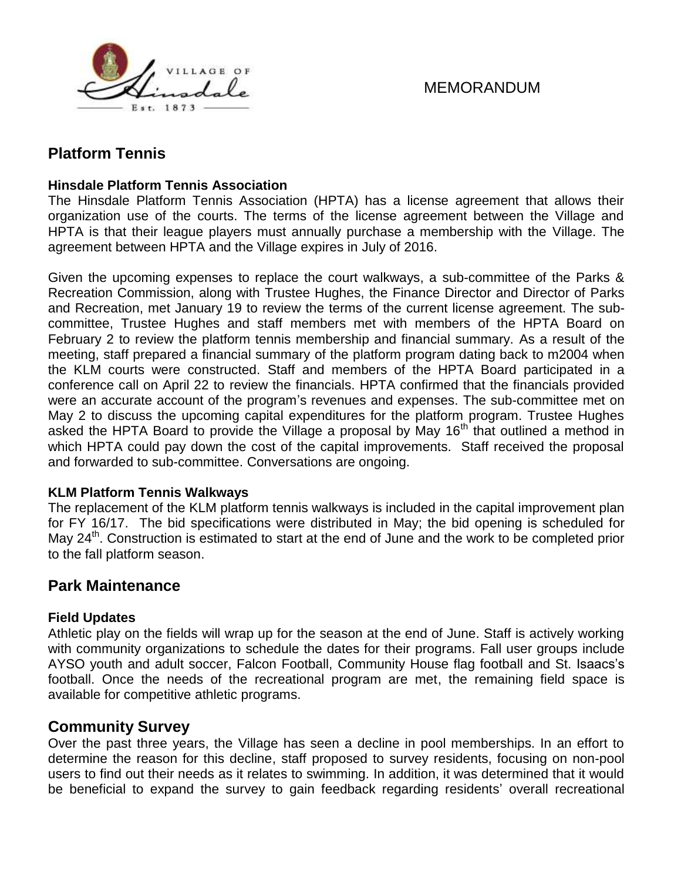MEMORANDUM

## Platform Tennis

### Hinsdale Platform Tennis Association

The Hinsdale Platform Tennis Association (HPTA) has a license agreement that allows their organization use of the courts. The terms of the license agreement between the Village and HPTA is that their league players must annually purchase a membership with the Village. The agreement between HPTA and the Village expires in July of 2016.

Given the upcoming expenses to replace the court walkways, a sub-committee of the Parks & Recreation Commission, along with Trustee Hughes, the Finance Director and Director of Parks and Recreation, met January 19 to review the terms of the current license agreement. The sub-committee, Trustee Hughes and staff members met with members of the HPTA Board on February 2 to review the platform tennis membership and financial summary. As a result of the meeting, staff prepared a financial summary of the platform program dating back to m2004 when the KLM courts were constructed. Staff and members of the HPTA Board participated in a conference call on April 22 to review the financials. HPTA confirmed that the financials provided were an accurate account of the program's revenues and expenses. The sub-committee met on May 2 to discuss the upcoming capital expenditures for the platform program. Trustee Hughes asked the HPTA Board to provide the Village a proposal by May 16th that outlined a method in which HPTA could pay down the cost of the capital improvements. Staff received the proposal and forwarded to sub-committee. Conversations are ongoing.

### KLM Platform Tennis Walkways

The replacement of the KLM platform tennis walkways is included in the capital improvement plan for FY 16/17. The bid specifications were distributed in May; the bid opening is scheduled for May 24th. Construction is estimated to start at the end of June and the work to be completed prior to the fall platform season.

## Park Maintenance

### Field Updates

Athletic play on the fields will wrap up for the season at the end of June. Staff is actively working with community organizations to schedule the dates for their programs. Fall user groups include AYSO youth and adult soccer, Falcon Football, Community House flag football and St. Isaacs's football. Once the needs of the recreational program are met, the remaining field space is available for competitive athletic programs.

## Community Survey

Over the past three years, the Village has seen a decline in pool memberships. In an effort to determine the reason for this decline, staff proposed to survey residents, focusing on non-pool users to find out their needs as it relates to swimming. In addition, it was determined that it would be beneficial to expand the survey to gain feedback regarding residents' overall recreational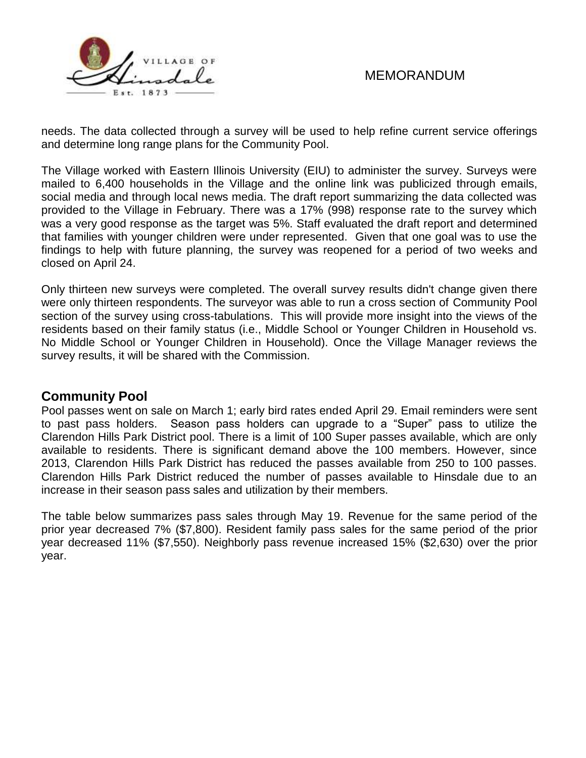needs. The data collected through a survey will be used to help refine current service offerings and determine long range plans for the Community Pool.

The Village worked with Eastern Illinois University (EIU) to administer the survey. Surveys were mailed to 6,400 households in the Village and the online link was publicized through emails, social media and through local news media. The draft report summarizing the data collected was provided to the Village in February. There was a 17% (998) response rate to the survey which was a very good response as the target was 5%. Staff evaluated the draft report and determined that families with younger children were under represented. Given that one goal was to use the findings to help with future planning, the survey was reopened for a period of two weeks and closed on April 24.

Only thirteen new surveys were completed. The overall survey results didn't change given there were only thirteen respondents. The surveyor was able to run a cross section of Community Pool section of the survey using cross-tabulations. This will provide more insight into the views of the residents based on their family status (i.e., Middle School or Younger Children in Household vs. No Middle School or Younger Children in Household). Once the Village Manager reviews the survey results, it will be shared with the Commission.

## Community Pool

Pool passes went on sale on March 1; early bird rates ended April 29. Email reminders were sent to past pass holders. Season pass holders can upgrade to a "Super" pass to utilize the Clarendon Hills Park District pool. There is a limit of 100 Super passes available, which are only available to residents. There is significant demand above the 100 members. However, since 2013, Clarendon Hills Park District has reduced the passes available from 250 to 100 passes. Clarendon Hills Park District reduced the number of passes available to Hinsdale due to an increase in their season pass sales and utilization by their members.

The table below summarizes pass sales through May 19. Revenue for the same period of the prior year decreased 7% ($7,800). Resident family pass sales for the same period of the prior year decreased 11% ($7,550). Neighborly pass revenue increased 15% ($2,630) over the prior year.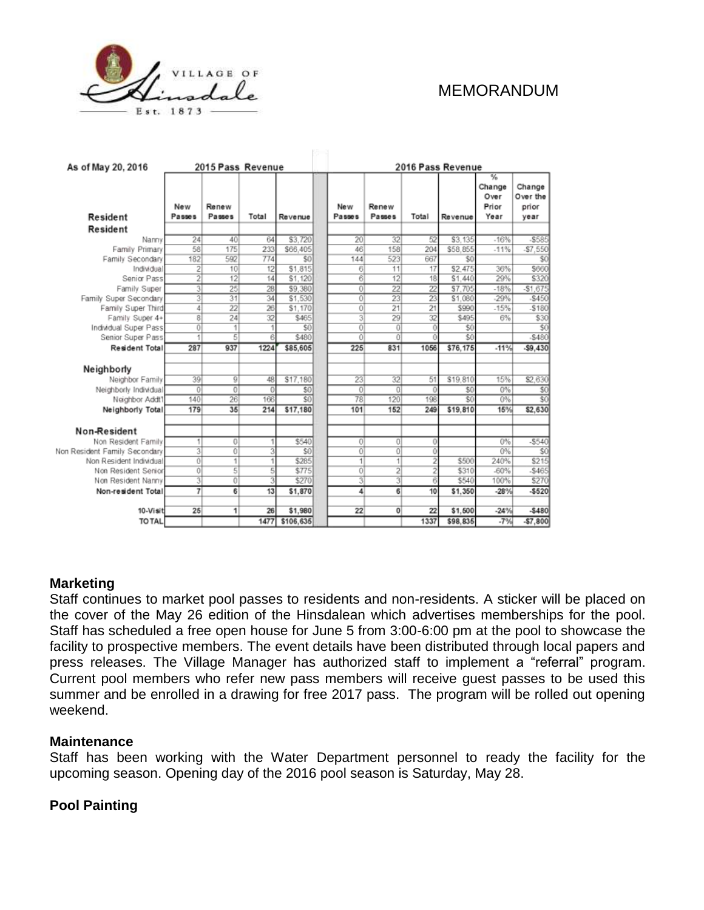# MEMORANDUM

| As of May 20, 2016 | 2015 Pass Revenue | | | | 2016 Pass Revenue | | | | | |
|---|---|---|---|---|---|---|---|---|---|---|
| Resident | New Passes | Renew Passes | Total | Revenue | New Passes | Renew Passes | Total | Revenue | % Change Over Prior Year | Change Over the prior year |
| **Resident** | | | | | | | | | | |
| Nanny | 24 | 40 | 64 | $3,720 | 20 | 32 | 52 | $3,135 | -16% | -$585 |
| Family Primary | 58 | 175 | 233 | $66,405 | 46 | 158 | 204 | $58,855 | -11% | -$7,550 |
| Family Secondary | 182 | 592 | 774 | $0 | 144 | 523 | 667 | $0 | | $0 |
| Individual | 2 | 10 | 12 | $1,815 | 6 | 11 | 17 | $2,475 | 36% | $660 |
| Senior Pass | 2 | 12 | 14 | $1,120 | 6 | 12 | 18 | $1,440 | 29% | $320 |
| Family Super | 3 | 25 | 28 | $9,380 | 0 | 22 | 22 | $7,705 | -18% | -$1,675 |
| Family Super Secondary | 3 | 31 | 34 | $1,530 | 0 | 23 | 23 | $1,080 | -29% | -$450 |
| Family Super Third | 4 | 22 | 26 | $1,170 | 0 | 21 | 21 | $990 | -15% | -$180 |
| Family Super 4+ | 8 | 24 | 32 | $465 | 3 | 29 | 32 | $495 | 6% | $30 |
| Individual Super Pass | 0 | 1 | 1 | $0 | 0 | 0 | 0 | $0 | | $0 |
| Senior Super Pass | 1 | 5 | 6 | $480 | 0 | 0 | 0 | $0 | | -$480 |
| **Resident Total** | **287** | **937** | **1224** | **$85,605** | **225** | **831** | **1056** | **$76,175** | **-11%** | **-$9,430** |
| **Neighborly** | | | | | | | | | | |
| Neighbor Family | 39 | 9 | 48 | $17,180 | 23 | 32 | 51 | $19,810 | 15% | $2,630 |
| Neighborly Individual | 0 | 0 | 0 | $0 | 0 | 0 | 0 | $0 | 0% | $0 |
| Neighbor Addt'l | 140 | 26 | 166 | $0 | 78 | 120 | 198 | $0 | 0% | $0 |
| **Neighborly Total** | **179** | **35** | **214** | **$17,180** | **101** | **152** | **249** | **$19,810** | **15%** | **$2,630** |
| **Non-Resident** | | | | | | | | | | |
| Non Resident Family | 1 | 0 | 1 | $540 | 0 | 0 | 0 | | 0% | -$540 |
| Non Resident Family Secondary | 3 | 0 | 3 | $0 | 0 | 0 | 0 | | 0% | $0 |
| Non Resident Individual | 0 | 1 | 1 | $285 | 1 | 1 | 2 | $500 | 240% | $215 |
| Non Resident Senior | 0 | 5 | 5 | $775 | 0 | 2 | 2 | $310 | -60% | -$465 |
| Non Resident Nanny | 3 | 0 | 3 | $270 | 3 | 3 | 6 | $540 | 100% | $270 |
| **Non-resident Total** | **7** | **6** | **13** | **$1,870** | **4** | **6** | **10** | **$1,350** | **-28%** | **-$520** |
| **10-Visit** | **25** | **1** | **26** | **$1,980** | **22** | **0** | **22** | **$1,500** | **-24%** | **-$480** |
| **TOTAL** | | | **1477** | **$106,635** | | | **1337** | **$98,835** | **-7%** | **-$7,800** |

**Marketing**

Staff continues to market pool passes to residents and non-residents. A sticker will be placed on the cover of the May 26 edition of the Hinsdalean which advertises memberships for the pool. Staff has scheduled a free open house for June 5 from 3:00-6:00 pm at the pool to showcase the facility to prospective members. The event details have been distributed through local papers and press releases. The Village Manager has authorized staff to implement a "referral" program. Current pool members who refer new pass members will receive guest passes to be used this summer and be enrolled in a drawing for free 2017 pass. The program will be rolled out opening weekend.

**Maintenance**

Staff has been working with the Water Department personnel to ready the facility for the upcoming season. Opening day of the 2016 pool season is Saturday, May 28.

**Pool Painting**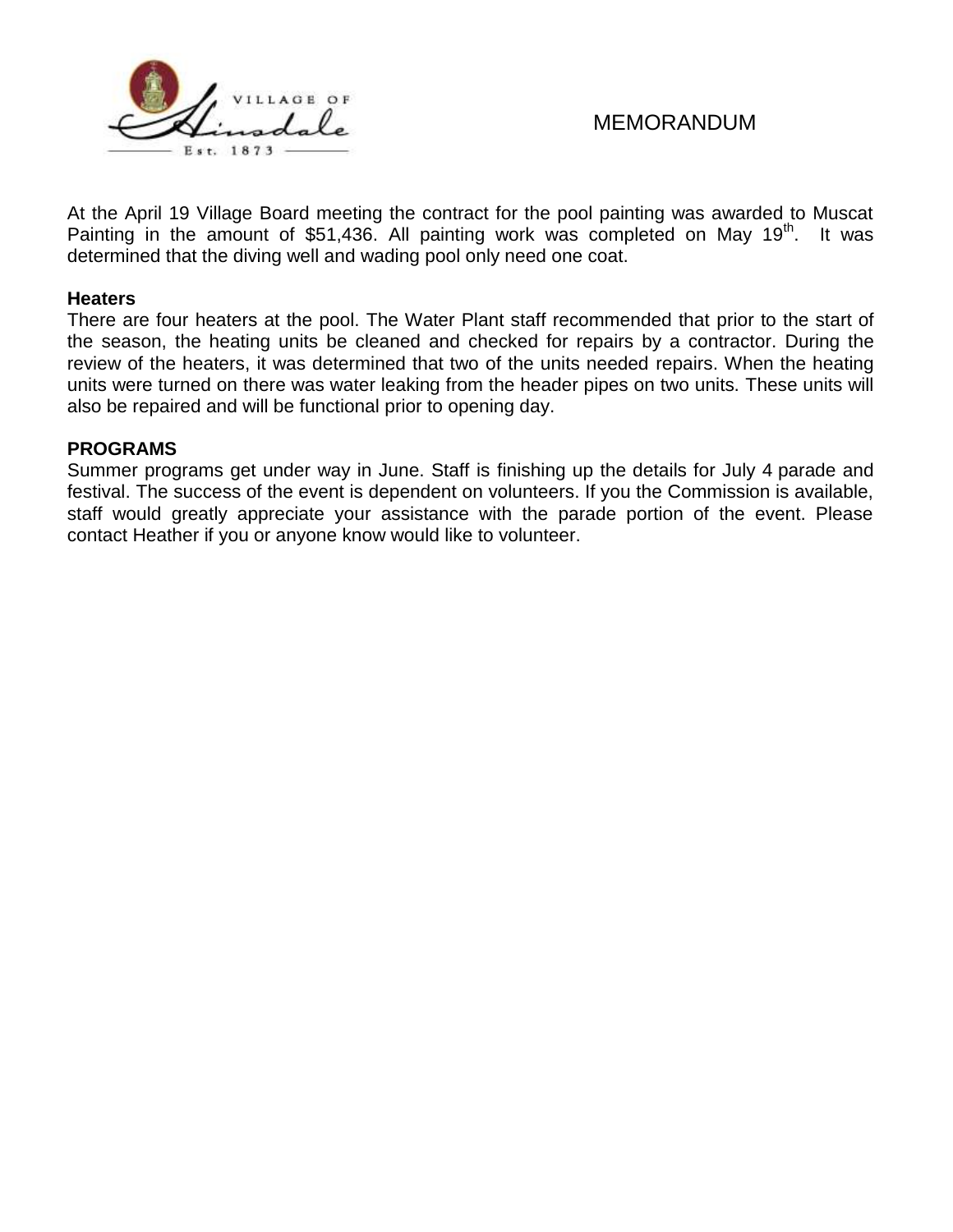MEMORANDUM

At the April 19 Village Board meeting the contract for the pool painting was awarded to Muscat Painting in the amount of $51,436. All painting work was completed on May 19th. It was determined that the diving well and wading pool only need one coat.

**Heaters**

There are four heaters at the pool. The Water Plant staff recommended that prior to the start of the season, the heating units be cleaned and checked for repairs by a contractor. During the review of the heaters, it was determined that two of the units needed repairs. When the heating units were turned on there was water leaking from the header pipes on two units. These units will also be repaired and will be functional prior to opening day.

**PROGRAMS**

Summer programs get under way in June. Staff is finishing up the details for July 4 parade and festival. The success of the event is dependent on volunteers. If you the Commission is available, staff would greatly appreciate your assistance with the parade portion of the event. Please contact Heather if you or anyone know would like to volunteer.